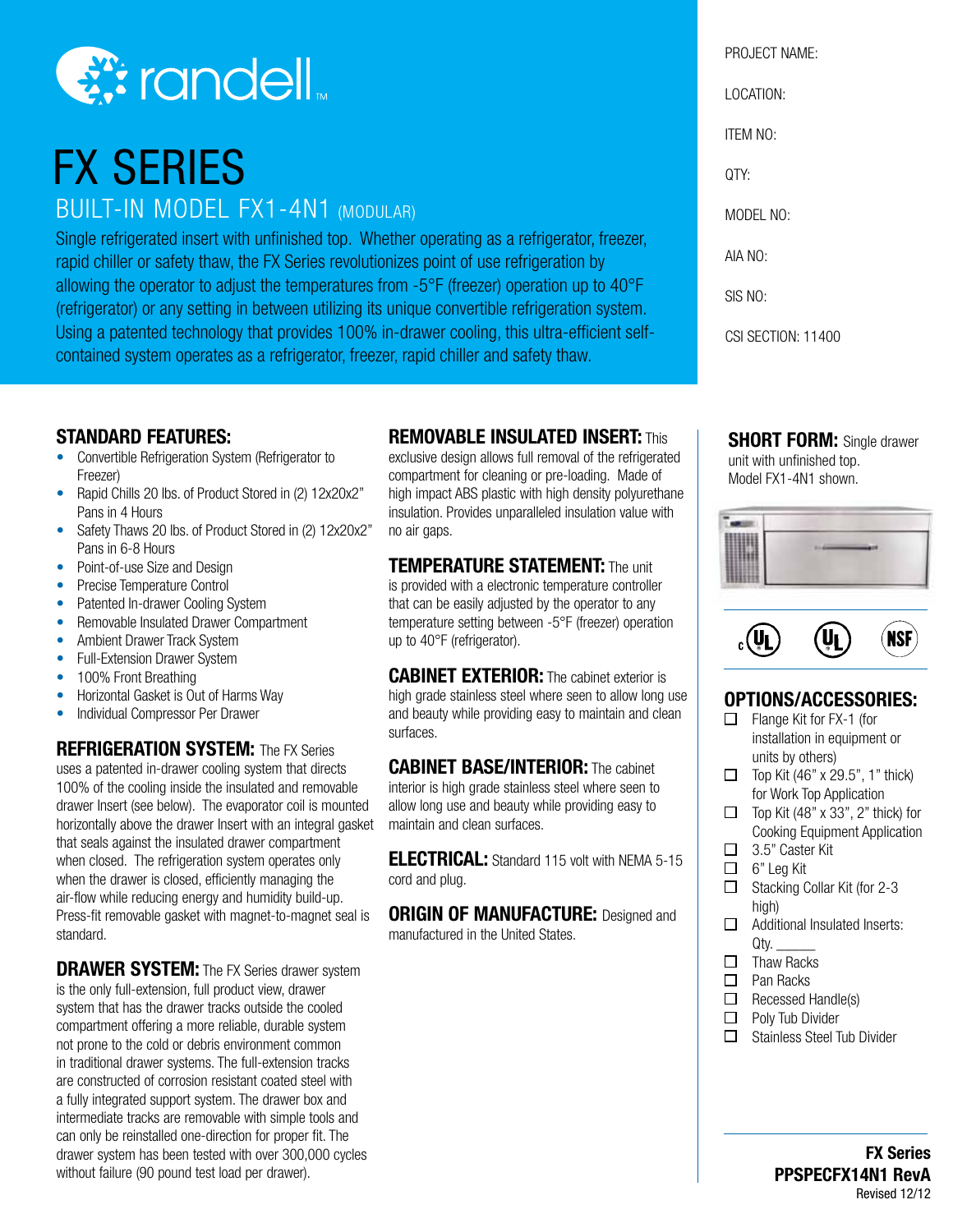randell™

# FX SERIES

## BUILT-IN MODEL FX1-4N1 (MODULAR)

Single refrigerated insert with unfinished top. Whether operating as a refrigerator, freezer, rapid chiller or safety thaw, the FX Series revolutionizes point of use refrigeration by allowing the operator to adjust the temperatures from -5°F (freezer) operation up to 40°F (refrigerator) or any setting in between utilizing its unique convertible refrigeration system. Using a patented technology that provides 100% in-drawer cooling, this ultra-efficient self-contained system operates as a refrigerator, freezer, rapid chiller and safety thaw.

PROJECT NAME:

LOCATION:

ITEM NO:

QTY:

MODEL NO:

AIA NO:

SIS NO:

CSI SECTION: 11400

### STANDARD FEATURES:

- Convertible Refrigeration System (Refrigerator to Freezer)
- Rapid Chills 20 lbs. of Product Stored in (2) 12x20x2" Pans in 4 Hours
- Safety Thaws 20 lbs. of Product Stored in (2) 12x20x2" Pans in 6-8 Hours
- Point-of-use Size and Design
- Precise Temperature Control
- Patented In-drawer Cooling System
- Removable Insulated Drawer Compartment
- Ambient Drawer Track System
- Full-Extension Drawer System
- 100% Front Breathing
- Horizontal Gasket is Out of Harms Way
- Individual Compressor Per Drawer

**REFRIGERATION SYSTEM:** The FX Series uses a patented in-drawer cooling system that directs 100% of the cooling inside the insulated and removable drawer Insert (see below). The evaporator coil is mounted horizontally above the drawer Insert with an integral gasket that seals against the insulated drawer compartment when closed. The refrigeration system operates only when the drawer is closed, efficiently managing the air-flow while reducing energy and humidity build-up. Press-fit removable gasket with magnet-to-magnet seal is standard.

**DRAWER SYSTEM:** The FX Series drawer system is the only full-extension, full product view, drawer system that has the drawer tracks outside the cooled compartment offering a more reliable, durable system not prone to the cold or debris environment common in traditional drawer systems. The full-extension tracks are constructed of corrosion resistant coated steel with a fully integrated support system. The drawer box and intermediate tracks are removable with simple tools and can only be reinstalled one-direction for proper fit. The drawer system has been tested with over 300,000 cycles without failure (90 pound test load per drawer).

**REMOVABLE INSULATED INSERT:** This exclusive design allows full removal of the refrigerated compartment for cleaning or pre-loading. Made of high impact ABS plastic with high density polyurethane insulation. Provides unparalleled insulation value with no air gaps.

**TEMPERATURE STATEMENT:** The unit is provided with a electronic temperature controller that can be easily adjusted by the operator to any temperature setting between -5°F (freezer) operation up to 40°F (refrigerator).

**CABINET EXTERIOR:** The cabinet exterior is high grade stainless steel where seen to allow long use and beauty while providing easy to maintain and clean surfaces.

**CABINET BASE/INTERIOR:** The cabinet interior is high grade stainless steel where seen to allow long use and beauty while providing easy to maintain and clean surfaces.

**ELECTRICAL:** Standard 115 volt with NEMA 5-15 cord and plug.

**ORIGIN OF MANUFACTURE:** Designed and manufactured in the United States.

**SHORT FORM:** Single drawer unit with unfinished top. Model FX1-4N1 shown.

cUL UL NSF

### OPTIONS/ACCESSORIES:

- ☐ Flange Kit for FX-1 (for installation in equipment or units by others)
- ☐ Top Kit (46" x 29.5", 1" thick) for Work Top Application
- ☐ Top Kit (48" x 33", 2" thick) for Cooking Equipment Application
- ☐ 3.5" Caster Kit
- ☐ 6" Leg Kit
- ☐ Stacking Collar Kit (for 2-3 high)
- ☐ Additional Insulated Inserts: Qty. ______
- ☐ Thaw Racks
- ☐ Pan Racks
- ☐ Recessed Handle(s)
- ☐ Poly Tub Divider
- ☐ Stainless Steel Tub Divider

**FX Series**
**PPSPECFX14N1 RevA**
Revised 12/12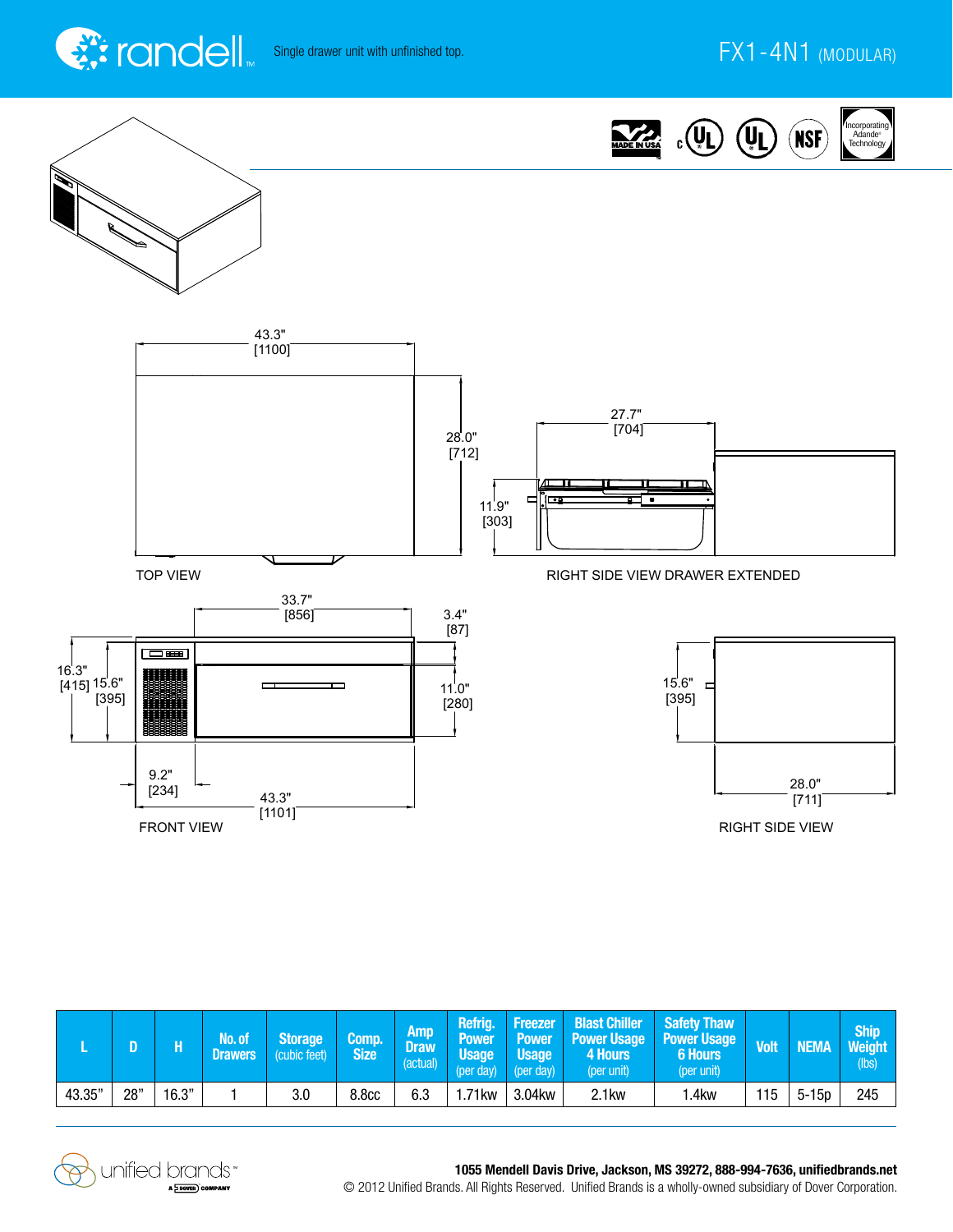# randell

Single drawer unit with unfinished top.

## FX1-4N1 (MODULAR)

MADE IN USA c UL UL NSF Incorporating Adande® Technology

43.3"
[1100]

28.0"
[712]

TOP VIEW

27.7"
[704]

11.9"
[303]

RIGHT SIDE VIEW DRAWER EXTENDED

33.7"
[856]

3.4"
[87]

16.3"
[415]

15.6"
[395]

11.0"
[280]

9.2"
[234]

43.3"
[1101]

FRONT VIEW

15.6"
[395]

28.0"
[711]

RIGHT SIDE VIEW

| L | D | H | No. of Drawers | Storage (cubic feet) | Comp. Size | Amp Draw (actual) | Refrig. Power Usage (per day) | Freezer Power Usage (per day) | Blast Chiller Power Usage 4 Hours (per unit) | Safety Thaw Power Usage 6 Hours (per unit) | Volt | NEMA | Ship Weight (lbs) |
|---|---|---|---|---|---|---|---|---|---|---|---|---|---|
| 43.35” | 28” | 16.3” | 1 | 3.0 | 8.8cc | 6.3 | 1.71kw | 3.04kw | 2.1kw | 1.4kw | 115 | 5-15p | 245 |

unified brands™ A DOVER COMPANY

**1055 Mendell Davis Drive, Jackson, MS 39272, 888-994-7636, unifiedbrands.net**
© 2012 Unified Brands. All Rights Reserved. Unified Brands is a wholly-owned subsidiary of Dover Corporation.